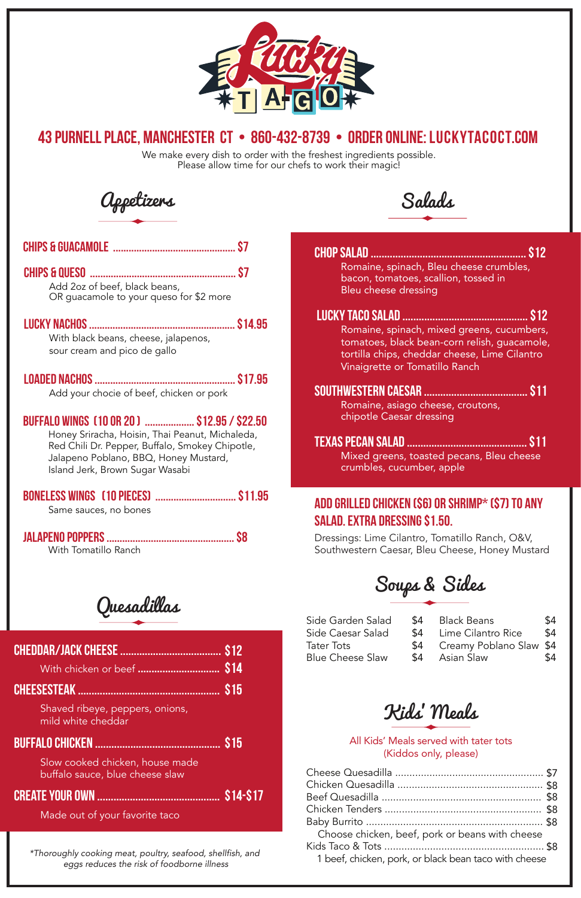# Lucky TACO

## 43 PURNELL PLACE, MANCHESTER CT • 860-432-8739 • ORDER ONLINE: LUCKYTACOCT.COM

We make every dish to order with the freshest ingredients possible.
Please allow time for our chefs to work their magic!

## Appetizers

**CHIPS & GUACAMOLE** ........ $7

**CHIPS & QUESO** ........ $7
Add 2oz of beef, black beans, OR guacamole to your queso for $2 more

**LUCKY NACHOS** ........ $14.95
With black beans, cheese, jalapenos, sour cream and pico de gallo

**LOADED NACHOS** ........ $17.95
Add your chocie of beef, chicken or pork

**BUFFALO WINGS (10 OR 20)** ........ $12.95 / $22.50
Honey Sriracha, Hoisin, Thai Peanut, Michaleda, Red Chili Dr. Pepper, Buffalo, Smokey Chipotle, Jalapeno Poblano, BBQ, Honey Mustard, Island Jerk, Brown Sugar Wasabi

**BONELESS WINGS (10 PIECES)** ........ $11.95
Same sauces, no bones

**JALAPENO POPPERS** ........ $8
With Tomatillo Ranch

## Quesadillas

**CHEDDAR/JACK CHEESE** ........ $12
With chicken or beef ........ $14

**CHEESESTEAK** ........ $15
Shaved ribeye, peppers, onions, mild white cheddar

**BUFFALO CHICKEN** ........ $15
Slow cooked chicken, house made buffalo sauce, blue cheese slaw

**CREATE YOUR OWN** ........ $14-$17
Made out of your favorite taco

*Thoroughly cooking meat, poultry, seafood, shellfish, and eggs reduces the risk of foodborne illness

## Salads

**CHOP SALAD** ........ $12
Romaine, spinach, Bleu cheese crumbles, bacon, tomatoes, scallion, tossed in Bleu cheese dressing

**LUCKY TACO SALAD** ........ $12
Romaine, spinach, mixed greens, cucumbers, tomatoes, black bean-corn relish, guacamole, tortilla chips, cheddar cheese, Lime Cilantro Vinaigrette or Tomatillo Ranch

**SOUTHWESTERN CAESAR** ........ $11
Romaine, asiago cheese, croutons, chipotle Caesar dressing

**TEXAS PECAN SALAD** ........ $11
Mixed greens, toasted pecans, Bleu cheese crumbles, cucumber, apple

**ADD GRILLED CHICKEN ($6) OR SHRIMP* ($7) TO ANY SALAD. EXTRA DRESSING $1.50.**

Dressings: Lime Cilantro, Tomatillo Ranch, O&V, Southwestern Caesar, Bleu Cheese, Honey Mustard

## Soups & Sides

| Item | Price | Item | Price |
|---|---|---|---|
| Side Garden Salad | $4 | Black Beans | $4 |
| Side Caesar Salad | $4 | Lime Cilantro Rice | $4 |
| Tater Tots | $4 | Creamy Poblano Slaw | $4 |
| Blue Cheese Slaw | $4 | Asian Slaw | $4 |

## Kids' Meals

All Kids' Meals served with tater tots
(Kiddos only, please)

- Cheese Quesadilla ........ $7
- Chicken Quesadilla ........ $8
- Beef Quesadilla ........ $8
- Chicken Tenders ........ $8
- Baby Burrito ........ $8
  Choose chicken, beef, pork or beans with cheese
- Kids Taco & Tots ........ $8
  1 beef, chicken, pork, or black bean taco with cheese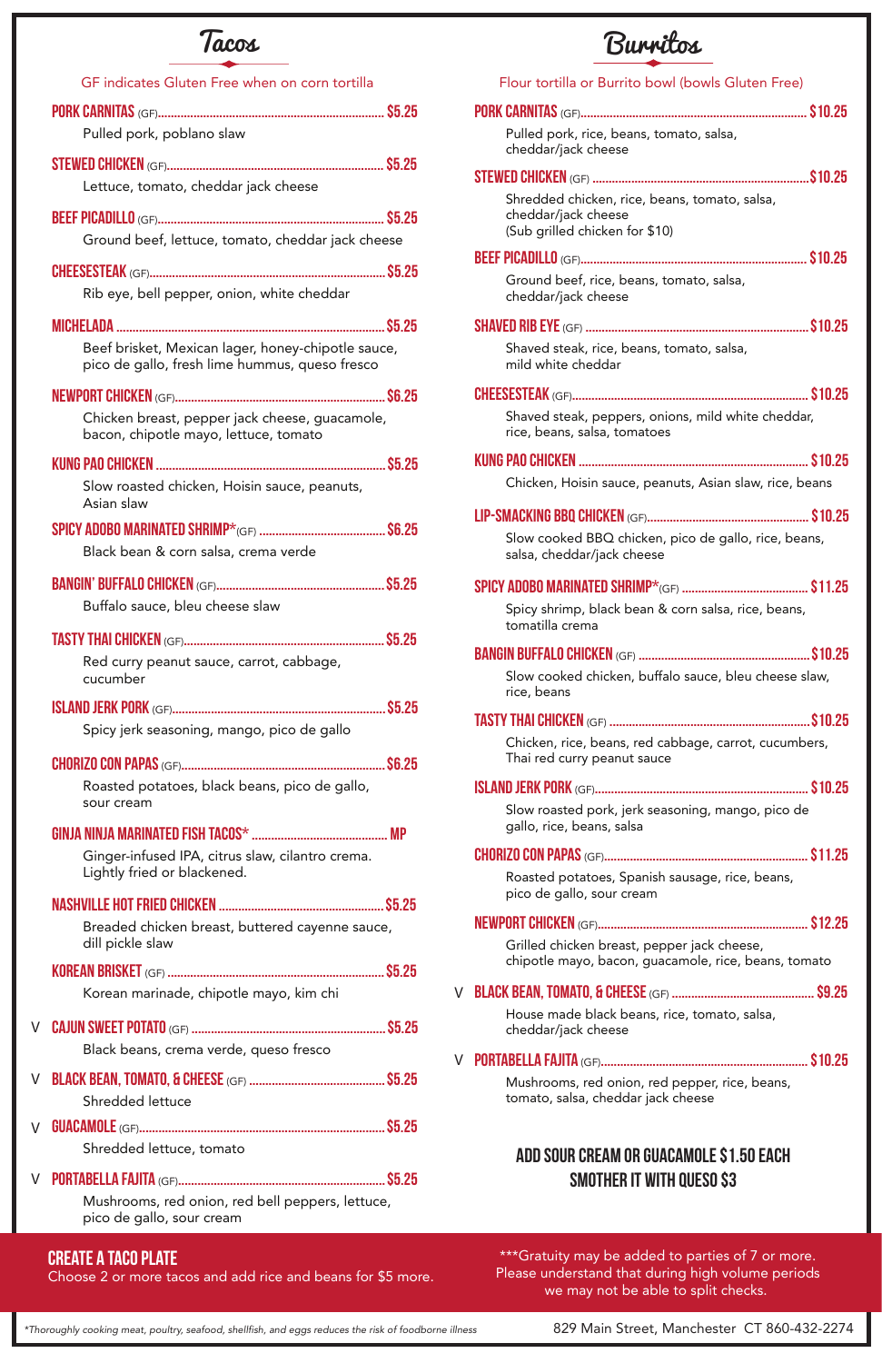# Tacos

GF indicates Gluten Free when on corn tortilla

**PORK CARNITAS** (GF) ........ **$5.25**
Pulled pork, poblano slaw

**STEWED CHICKEN** (GF) ........ **$5.25**
Lettuce, tomato, cheddar jack cheese

**BEEF PICADILLO** (GF) ........ **$5.25**
Ground beef, lettuce, tomato, cheddar jack cheese

**CHEESESTEAK** (GF) ........ **$5.25**
Rib eye, bell pepper, onion, white cheddar

**MICHELADA** ........ **$5.25**
Beef brisket, Mexican lager, honey-chipotle sauce, pico de gallo, fresh lime hummus, queso fresco

**NEWPORT CHICKEN** (GF) ........ **$6.25**
Chicken breast, pepper jack cheese, guacamole, bacon, chipotle mayo, lettuce, tomato

**KUNG PAO CHICKEN** ........ **$5.25**
Slow roasted chicken, Hoisin sauce, peanuts, Asian slaw

**SPICY ADOBO MARINATED SHRIMP*** (GF) ........ **$6.25**
Black bean & corn salsa, crema verde

**BANGIN' BUFFALO CHICKEN** (GF) ........ **$5.25**
Buffalo sauce, bleu cheese slaw

**TASTY THAI CHICKEN** (GF) ........ **$5.25**
Red curry peanut sauce, carrot, cabbage, cucumber

**ISLAND JERK PORK** (GF) ........ **$5.25**
Spicy jerk seasoning, mango, pico de gallo

**CHORIZO CON PAPAS** (GF) ........ **$6.25**
Roasted potatoes, black beans, pico de gallo, sour cream

**GINJA NINJA MARINATED FISH TACOS*** ........ **MP**
Ginger-infused IPA, citrus slaw, cilantro crema. Lightly fried or blackened.

**NASHVILLE HOT FRIED CHICKEN** ........ **$5.25**
Breaded chicken breast, buttered cayenne sauce, dill pickle slaw

**KOREAN BRISKET** (GF) ........ **$5.25**
Korean marinade, chipotle mayo, kim chi

V **CAJUN SWEET POTATO** (GF) ........ **$5.25**
Black beans, crema verde, queso fresco

V **BLACK BEAN, TOMATO, & CHEESE** (GF) ........ **$5.25**
Shredded lettuce

V **GUACAMOLE** (GF) ........ **$5.25**
Shredded lettuce, tomato

V **PORTABELLA FAJITA** (GF) ........ **$5.25**
Mushrooms, red onion, red bell peppers, lettuce, pico de gallo, sour cream

# Burritos

Flour tortilla or Burrito bowl (bowls Gluten Free)

**PORK CARNITAS** (GF) ........ **$10.25**
Pulled pork, rice, beans, tomato, salsa, cheddar/jack cheese

**STEWED CHICKEN** (GF) ........ **$10.25**
Shredded chicken, rice, beans, tomato, salsa, cheddar/jack cheese
(Sub grilled chicken for $10)

**BEEF PICADILLO** (GF) ........ **$10.25**
Ground beef, rice, beans, tomato, salsa, cheddar/jack cheese

**SHAVED RIB EYE** (GF) ........ **$10.25**
Shaved steak, rice, beans, tomato, salsa, mild white cheddar

**CHEESESTEAK** (GF) ........ **$10.25**
Shaved steak, peppers, onions, mild white cheddar, rice, beans, salsa, tomatoes

**KUNG PAO CHICKEN** ........ **$10.25**
Chicken, Hoisin sauce, peanuts, Asian slaw, rice, beans

**LIP-SMACKING BBQ CHICKEN** (GF) ........ **$10.25**
Slow cooked BBQ chicken, pico de gallo, rice, beans, salsa, cheddar/jack cheese

**SPICY ADOBO MARINATED SHRIMP*** (GF) ........ **$11.25**
Spicy shrimp, black bean & corn salsa, rice, beans, tomatilla crema

**BANGIN BUFFALO CHICKEN** (GF) ........ **$10.25**
Slow cooked chicken, buffalo sauce, bleu cheese slaw, rice, beans

**TASTY THAI CHICKEN** (GF) ........ **$10.25**
Chicken, rice, beans, red cabbage, carrot, cucumbers, Thai red curry peanut sauce

**ISLAND JERK PORK** (GF) ........ **$10.25**
Slow roasted pork, jerk seasoning, mango, pico de gallo, rice, beans, salsa

**CHORIZO CON PAPAS** (GF) ........ **$11.25**
Roasted potatoes, Spanish sausage, rice, beans, pico de gallo, sour cream

**NEWPORT CHICKEN** (GF) ........ **$12.25**
Grilled chicken breast, pepper jack cheese, chipotle mayo, bacon, guacamole, rice, beans, tomato

V **BLACK BEAN, TOMATO, & CHEESE** (GF) ........ **$9.25**
House made black beans, rice, tomato, salsa, cheddar/jack cheese

V **PORTABELLA FAJITA** (GF) ........ **$10.25**
Mushrooms, red onion, red pepper, rice, beans, tomato, salsa, cheddar jack cheese

**ADD SOUR CREAM OR GUACAMOLE $1.50 EACH**
**SMOTHER IT WITH QUESO $3**

## CREATE A TACO PLATE

Choose 2 or more tacos and add rice and beans for $5 more.

***Gratuity may be added to parties of 7 or more. Please understand that during high volume periods we may not be able to split checks.

*Thoroughly cooking meat, poultry, seafood, shellfish, and eggs reduces the risk of foodborne illness

829 Main Street, Manchester CT 860-432-2274